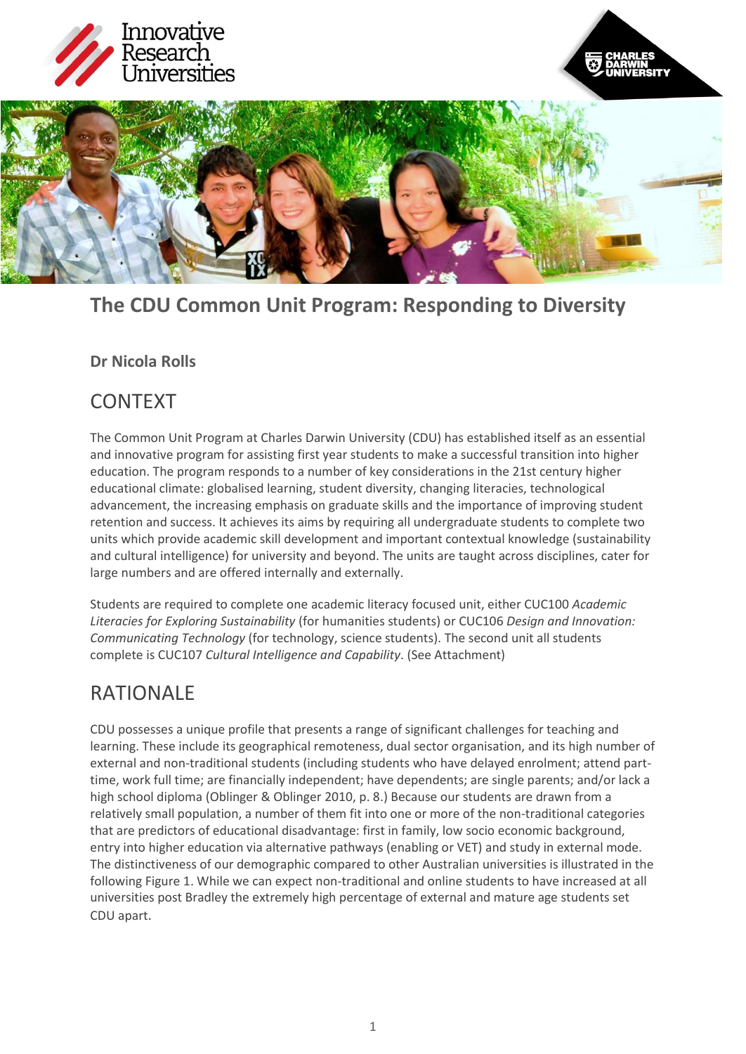# The CDU Common Unit Program: Responding to Diversity

**Dr Nicola Rolls**

## CONTEXT

The Common Unit Program at Charles Darwin University (CDU) has established itself as an essential and innovative program for assisting first year students to make a successful transition into higher education. The program responds to a number of key considerations in the 21st century higher educational climate: globalised learning, student diversity, changing literacies, technological advancement, the increasing emphasis on graduate skills and the importance of improving student retention and success. It achieves its aims by requiring all undergraduate students to complete two units which provide academic skill development and important contextual knowledge (sustainability and cultural intelligence) for university and beyond. The units are taught across disciplines, cater for large numbers and are offered internally and externally.

Students are required to complete one academic literacy focused unit, either CUC100 *Academic Literacies for Exploring Sustainability* (for humanities students) or CUC106 *Design and Innovation: Communicating Technology* (for technology, science students). The second unit all students complete is CUC107 *Cultural Intelligence and Capability*. (See Attachment)

## RATIONALE

CDU possesses a unique profile that presents a range of significant challenges for teaching and learning. These include its geographical remoteness, dual sector organisation, and its high number of external and non-traditional students (including students who have delayed enrolment; attend part-time, work full time; are financially independent; have dependents; are single parents; and/or lack a high school diploma (Oblinger & Oblinger 2010, p. 8.) Because our students are drawn from a relatively small population, a number of them fit into one or more of the non-traditional categories that are predictors of educational disadvantage: first in family, low socio economic background, entry into higher education via alternative pathways (enabling or VET) and study in external mode. The distinctiveness of our demographic compared to other Australian universities is illustrated in the following Figure 1. While we can expect non-traditional and online students to have increased at all universities post Bradley the extremely high percentage of external and mature age students set CDU apart.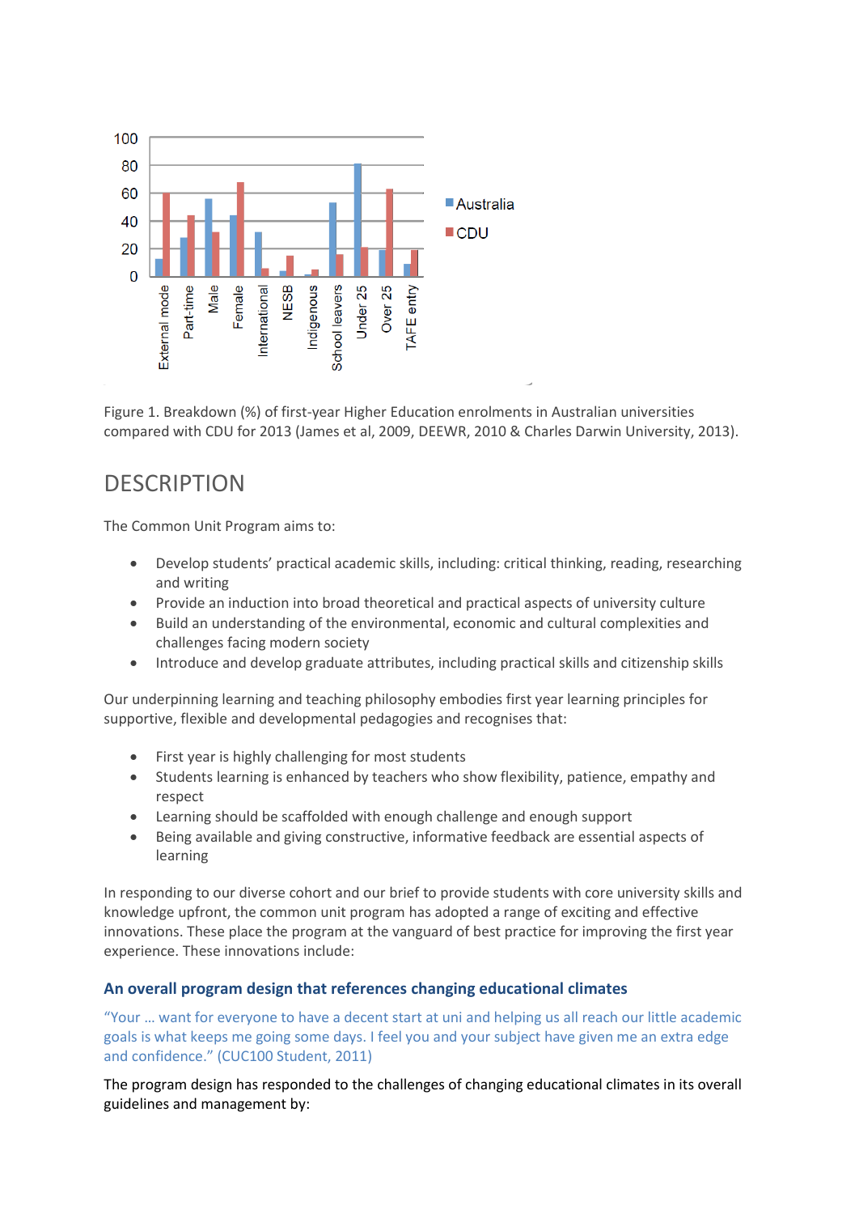Figure 1. Breakdown (%) of first-year Higher Education enrolments in Australian universities compared with CDU for 2013 (James et al, 2009, DEEWR, 2010 & Charles Darwin University, 2013).

## DESCRIPTION

The Common Unit Program aims to:

- Develop students' practical academic skills, including: critical thinking, reading, researching and writing
- Provide an induction into broad theoretical and practical aspects of university culture
- Build an understanding of the environmental, economic and cultural complexities and challenges facing modern society
- Introduce and develop graduate attributes, including practical skills and citizenship skills

Our underpinning learning and teaching philosophy embodies first year learning principles for supportive, flexible and developmental pedagogies and recognises that:

- First year is highly challenging for most students
- Students learning is enhanced by teachers who show flexibility, patience, empathy and respect
- Learning should be scaffolded with enough challenge and enough support
- Being available and giving constructive, informative feedback are essential aspects of learning

In responding to our diverse cohort and our brief to provide students with core university skills and knowledge upfront, the common unit program has adopted a range of exciting and effective innovations. These place the program at the vanguard of best practice for improving the first year experience. These innovations include:

### An overall program design that references changing educational climates

"Your … want for everyone to have a decent start at uni and helping us all reach our little academic goals is what keeps me going some days. I feel you and your subject have given me an extra edge and confidence." (CUC100 Student, 2011)

The program design has responded to the challenges of changing educational climates in its overall guidelines and management by: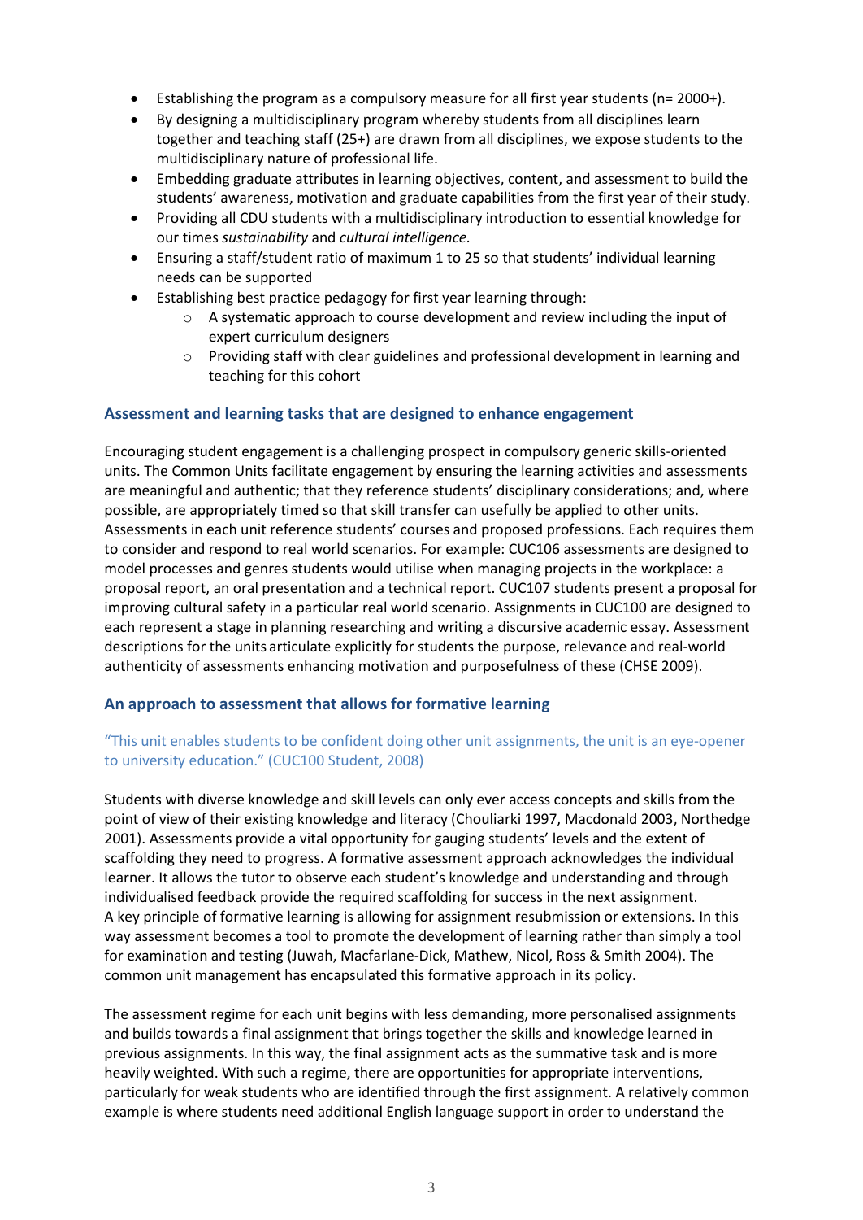- Establishing the program as a compulsory measure for all first year students (n= 2000+).
- By designing a multidisciplinary program whereby students from all disciplines learn together and teaching staff (25+) are drawn from all disciplines, we expose students to the multidisciplinary nature of professional life.
- Embedding graduate attributes in learning objectives, content, and assessment to build the students' awareness, motivation and graduate capabilities from the first year of their study.
- Providing all CDU students with a multidisciplinary introduction to essential knowledge for our times *sustainability* and *cultural intelligence.*
- Ensuring a staff/student ratio of maximum 1 to 25 so that students' individual learning needs can be supported
- Establishing best practice pedagogy for first year learning through:
    - A systematic approach to course development and review including the input of expert curriculum designers
    - Providing staff with clear guidelines and professional development in learning and teaching for this cohort

### Assessment and learning tasks that are designed to enhance engagement

Encouraging student engagement is a challenging prospect in compulsory generic skills-oriented units. The Common Units facilitate engagement by ensuring the learning activities and assessments are meaningful and authentic; that they reference students' disciplinary considerations; and, where possible, are appropriately timed so that skill transfer can usefully be applied to other units. Assessments in each unit reference students' courses and proposed professions. Each requires them to consider and respond to real world scenarios. For example: CUC106 assessments are designed to model processes and genres students would utilise when managing projects in the workplace: a proposal report, an oral presentation and a technical report. CUC107 students present a proposal for improving cultural safety in a particular real world scenario. Assignments in CUC100 are designed to each represent a stage in planning researching and writing a discursive academic essay. Assessment descriptions for the units articulate explicitly for students the purpose, relevance and real-world authenticity of assessments enhancing motivation and purposefulness of these (CHSE 2009).

### An approach to assessment that allows for formative learning

"This unit enables students to be confident doing other unit assignments, the unit is an eye-opener to university education." (CUC100 Student, 2008)

Students with diverse knowledge and skill levels can only ever access concepts and skills from the point of view of their existing knowledge and literacy (Chouliarki 1997, Macdonald 2003, Northedge 2001). Assessments provide a vital opportunity for gauging students' levels and the extent of scaffolding they need to progress. A formative assessment approach acknowledges the individual learner. It allows the tutor to observe each student's knowledge and understanding and through individualised feedback provide the required scaffolding for success in the next assignment. A key principle of formative learning is allowing for assignment resubmission or extensions. In this way assessment becomes a tool to promote the development of learning rather than simply a tool for examination and testing (Juwah, Macfarlane-Dick, Mathew, Nicol, Ross & Smith 2004). The common unit management has encapsulated this formative approach in its policy.

The assessment regime for each unit begins with less demanding, more personalised assignments and builds towards a final assignment that brings together the skills and knowledge learned in previous assignments. In this way, the final assignment acts as the summative task and is more heavily weighted. With such a regime, there are opportunities for appropriate interventions, particularly for weak students who are identified through the first assignment. A relatively common example is where students need additional English language support in order to understand the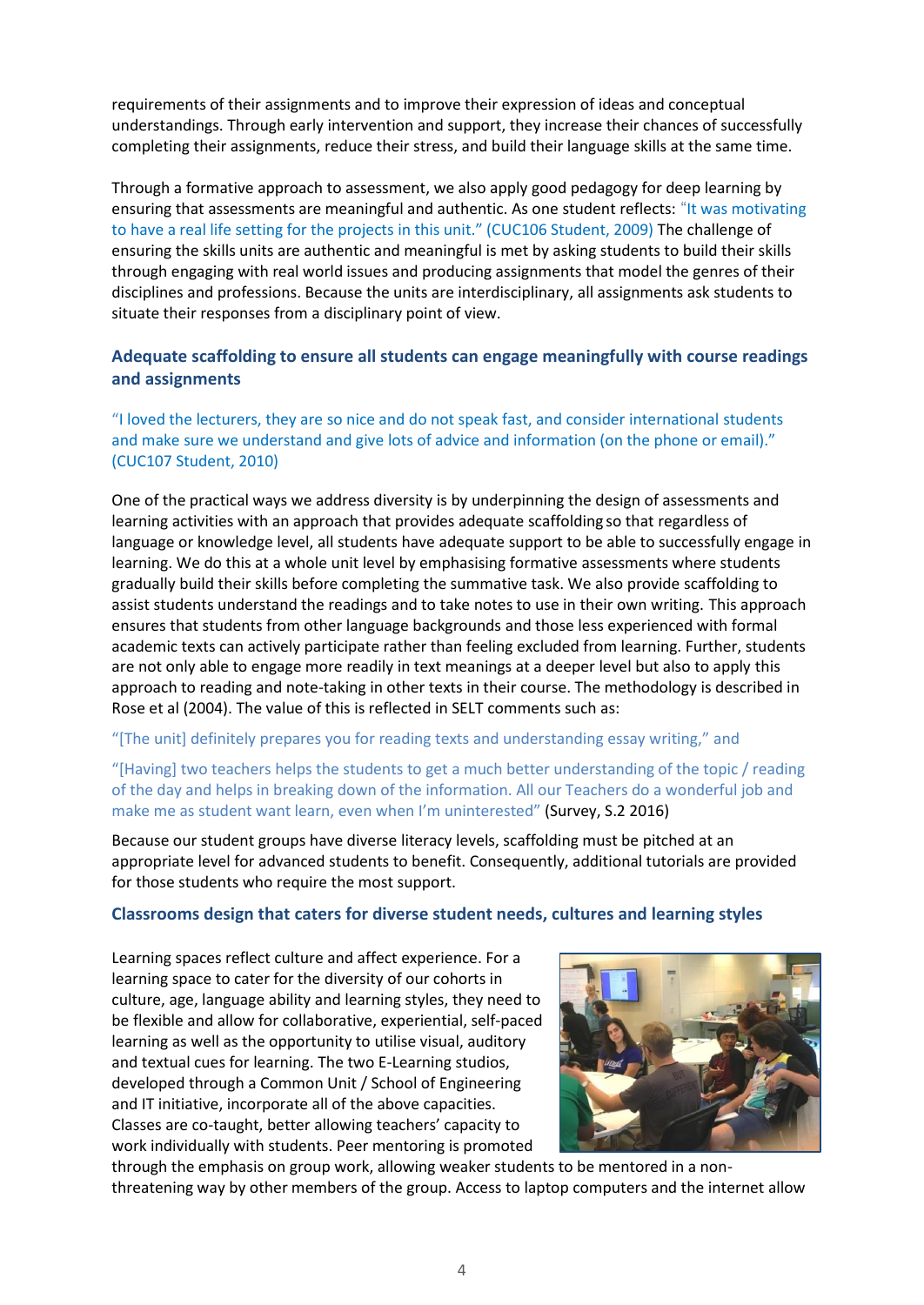requirements of their assignments and to improve their expression of ideas and conceptual understandings. Through early intervention and support, they increase their chances of successfully completing their assignments, reduce their stress, and build their language skills at the same time.

Through a formative approach to assessment, we also apply good pedagogy for deep learning by ensuring that assessments are meaningful and authentic. As one student reflects: "It was motivating to have a real life setting for the projects in this unit." (CUC106 Student, 2009) The challenge of ensuring the skills units are authentic and meaningful is met by asking students to build their skills through engaging with real world issues and producing assignments that model the genres of their disciplines and professions. Because the units are interdisciplinary, all assignments ask students to situate their responses from a disciplinary point of view.

### Adequate scaffolding to ensure all students can engage meaningfully with course readings and assignments

"I loved the lecturers, they are so nice and do not speak fast, and consider international students and make sure we understand and give lots of advice and information (on the phone or email)." (CUC107 Student, 2010)

One of the practical ways we address diversity is by underpinning the design of assessments and learning activities with an approach that provides adequate scaffolding so that regardless of language or knowledge level, all students have adequate support to be able to successfully engage in learning. We do this at a whole unit level by emphasising formative assessments where students gradually build their skills before completing the summative task. We also provide scaffolding to assist students understand the readings and to take notes to use in their own writing. This approach ensures that students from other language backgrounds and those less experienced with formal academic texts can actively participate rather than feeling excluded from learning. Further, students are not only able to engage more readily in text meanings at a deeper level but also to apply this approach to reading and note-taking in other texts in their course. The methodology is described in Rose et al (2004). The value of this is reflected in SELT comments such as:

"[The unit] definitely prepares you for reading texts and understanding essay writing," and

"[Having] two teachers helps the students to get a much better understanding of the topic / reading of the day and helps in breaking down of the information. All our Teachers do a wonderful job and make me as student want learn, even when I'm uninterested" (Survey, S.2 2016)

Because our student groups have diverse literacy levels, scaffolding must be pitched at an appropriate level for advanced students to benefit. Consequently, additional tutorials are provided for those students who require the most support.

### Classrooms design that caters for diverse student needs, cultures and learning styles

Learning spaces reflect culture and affect experience. For a learning space to cater for the diversity of our cohorts in culture, age, language ability and learning styles, they need to be flexible and allow for collaborative, experiential, self-paced learning as well as the opportunity to utilise visual, auditory and textual cues for learning. The two E-Learning studios, developed through a Common Unit / School of Engineering and IT initiative, incorporate all of the above capacities. Classes are co-taught, better allowing teachers' capacity to work individually with students. Peer mentoring is promoted through the emphasis on group work, allowing weaker students to be mentored in a non-threatening way by other members of the group. Access to laptop computers and the internet allow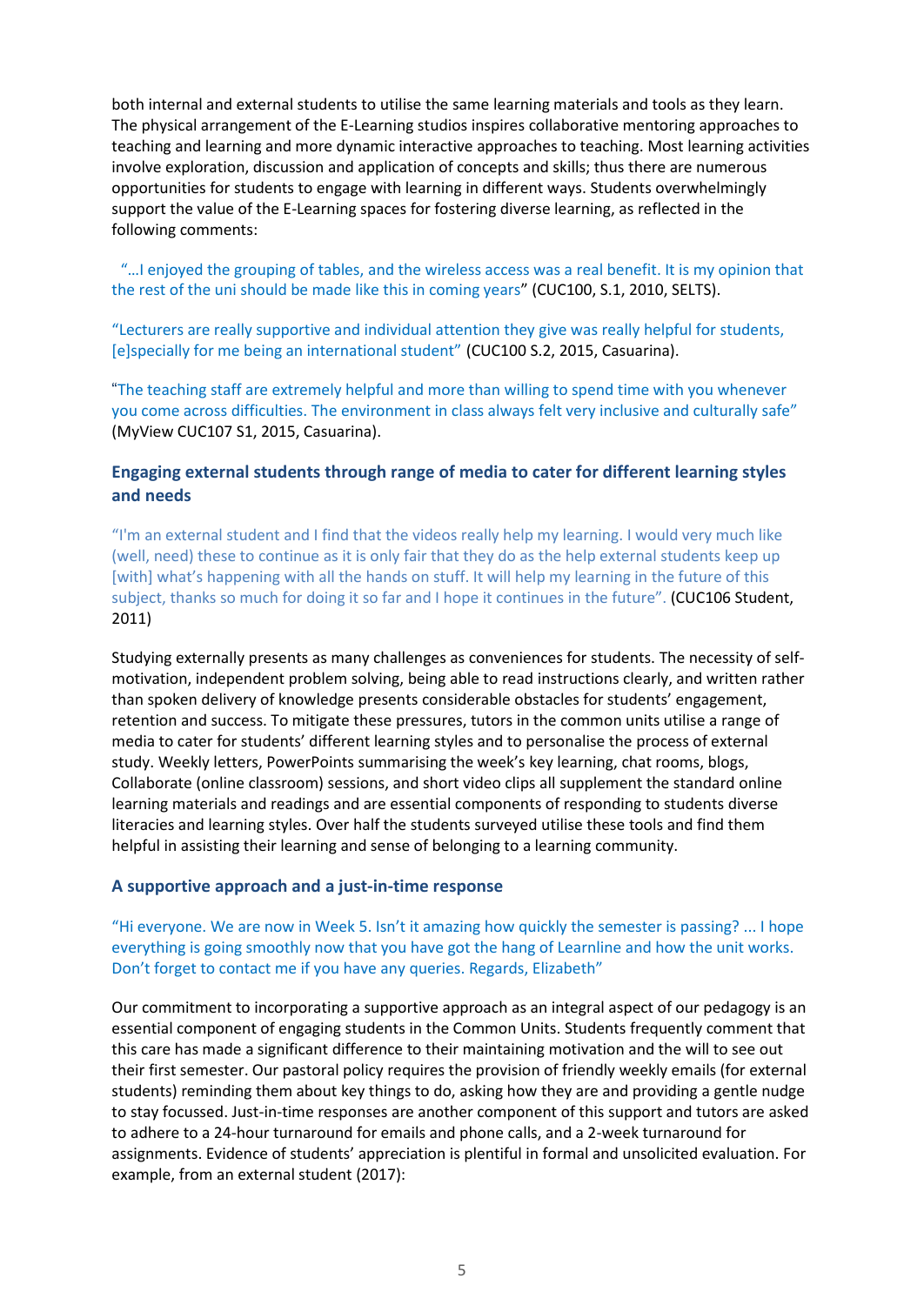both internal and external students to utilise the same learning materials and tools as they learn. The physical arrangement of the E-Learning studios inspires collaborative mentoring approaches to teaching and learning and more dynamic interactive approaches to teaching. Most learning activities involve exploration, discussion and application of concepts and skills; thus there are numerous opportunities for students to engage with learning in different ways. Students overwhelmingly support the value of the E-Learning spaces for fostering diverse learning, as reflected in the following comments:

"…I enjoyed the grouping of tables, and the wireless access was a real benefit. It is my opinion that the rest of the uni should be made like this in coming years" (CUC100, S.1, 2010, SELTS).

"Lecturers are really supportive and individual attention they give was really helpful for students, [e]specially for me being an international student" (CUC100 S.2, 2015, Casuarina).

"The teaching staff are extremely helpful and more than willing to spend time with you whenever you come across difficulties. The environment in class always felt very inclusive and culturally safe" (MyView CUC107 S1, 2015, Casuarina).

### Engaging external students through range of media to cater for different learning styles and needs

"I'm an external student and I find that the videos really help my learning. I would very much like (well, need) these to continue as it is only fair that they do as the help external students keep up [with] what's happening with all the hands on stuff. It will help my learning in the future of this subject, thanks so much for doing it so far and I hope it continues in the future". (CUC106 Student, 2011)

Studying externally presents as many challenges as conveniences for students. The necessity of self-motivation, independent problem solving, being able to read instructions clearly, and written rather than spoken delivery of knowledge presents considerable obstacles for students' engagement, retention and success. To mitigate these pressures, tutors in the common units utilise a range of media to cater for students' different learning styles and to personalise the process of external study. Weekly letters, PowerPoints summarising the week's key learning, chat rooms, blogs, Collaborate (online classroom) sessions, and short video clips all supplement the standard online learning materials and readings and are essential components of responding to students diverse literacies and learning styles. Over half the students surveyed utilise these tools and find them helpful in assisting their learning and sense of belonging to a learning community.

### A supportive approach and a just-in-time response

"Hi everyone. We are now in Week 5. Isn't it amazing how quickly the semester is passing? ... I hope everything is going smoothly now that you have got the hang of Learnline and how the unit works. Don't forget to contact me if you have any queries. Regards, Elizabeth"

Our commitment to incorporating a supportive approach as an integral aspect of our pedagogy is an essential component of engaging students in the Common Units. Students frequently comment that this care has made a significant difference to their maintaining motivation and the will to see out their first semester. Our pastoral policy requires the provision of friendly weekly emails (for external students) reminding them about key things to do, asking how they are and providing a gentle nudge to stay focussed. Just-in-time responses are another component of this support and tutors are asked to adhere to a 24-hour turnaround for emails and phone calls, and a 2-week turnaround for assignments. Evidence of students' appreciation is plentiful in formal and unsolicited evaluation. For example, from an external student (2017):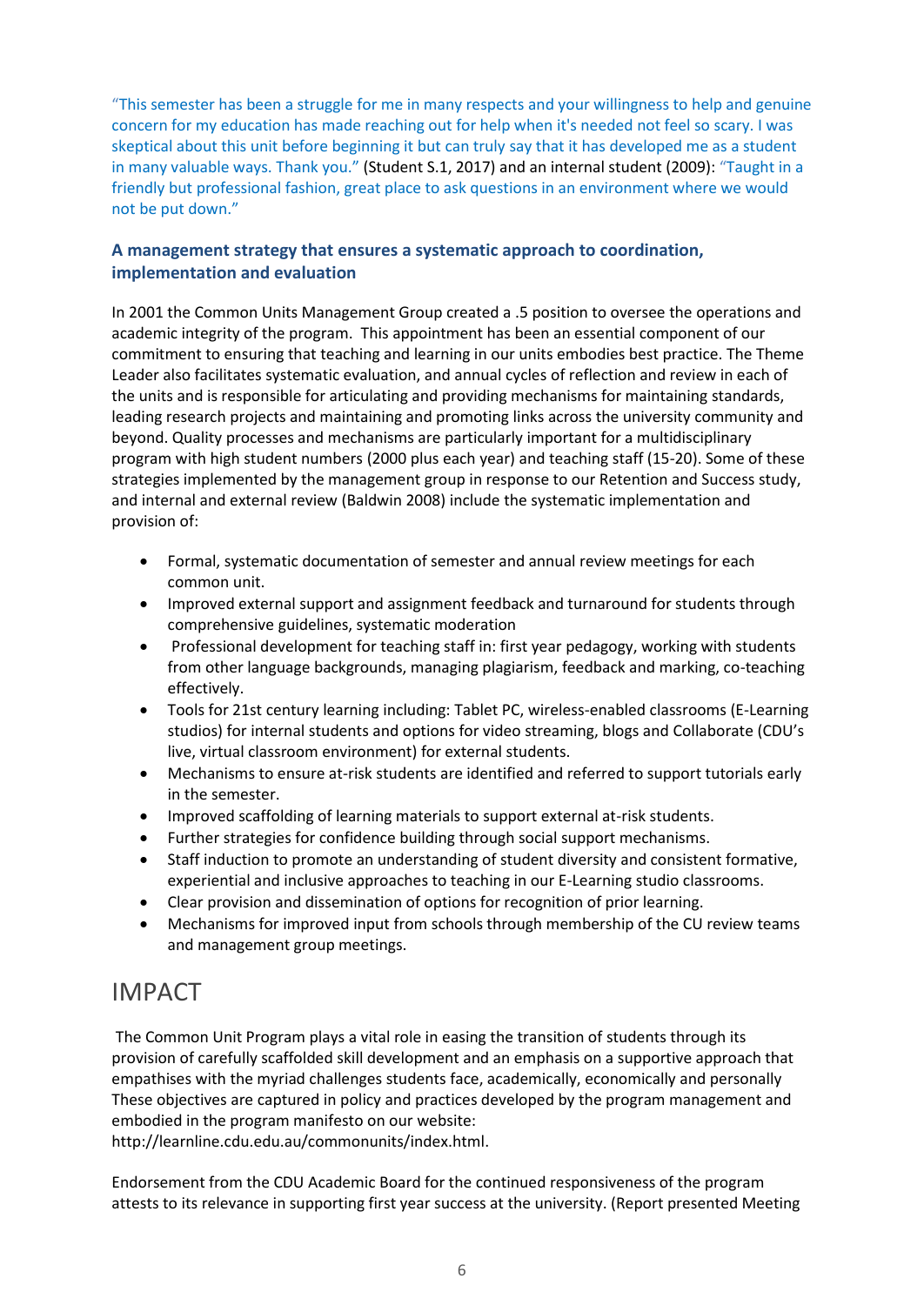"This semester has been a struggle for me in many respects and your willingness to help and genuine concern for my education has made reaching out for help when it's needed not feel so scary. I was skeptical about this unit before beginning it but can truly say that it has developed me as a student in many valuable ways. Thank you." (Student S.1, 2017) and an internal student (2009): "Taught in a friendly but professional fashion, great place to ask questions in an environment where we would not be put down."

### A management strategy that ensures a systematic approach to coordination, implementation and evaluation

In 2001 the Common Units Management Group created a .5 position to oversee the operations and academic integrity of the program. This appointment has been an essential component of our commitment to ensuring that teaching and learning in our units embodies best practice. The Theme Leader also facilitates systematic evaluation, and annual cycles of reflection and review in each of the units and is responsible for articulating and providing mechanisms for maintaining standards, leading research projects and maintaining and promoting links across the university community and beyond. Quality processes and mechanisms are particularly important for a multidisciplinary program with high student numbers (2000 plus each year) and teaching staff (15-20). Some of these strategies implemented by the management group in response to our Retention and Success study, and internal and external review (Baldwin 2008) include the systematic implementation and provision of:

- Formal, systematic documentation of semester and annual review meetings for each common unit.
- Improved external support and assignment feedback and turnaround for students through comprehensive guidelines, systematic moderation
- Professional development for teaching staff in: first year pedagogy, working with students from other language backgrounds, managing plagiarism, feedback and marking, co-teaching effectively.
- Tools for 21st century learning including: Tablet PC, wireless-enabled classrooms (E-Learning studios) for internal students and options for video streaming, blogs and Collaborate (CDU's live, virtual classroom environment) for external students.
- Mechanisms to ensure at-risk students are identified and referred to support tutorials early in the semester.
- Improved scaffolding of learning materials to support external at-risk students.
- Further strategies for confidence building through social support mechanisms.
- Staff induction to promote an understanding of student diversity and consistent formative, experiential and inclusive approaches to teaching in our E-Learning studio classrooms.
- Clear provision and dissemination of options for recognition of prior learning.
- Mechanisms for improved input from schools through membership of the CU review teams and management group meetings.

# IMPACT

The Common Unit Program plays a vital role in easing the transition of students through its provision of carefully scaffolded skill development and an emphasis on a supportive approach that empathises with the myriad challenges students face, academically, economically and personally These objectives are captured in policy and practices developed by the program management and embodied in the program manifesto on our website: http://learnline.cdu.edu.au/commonunits/index.html.

Endorsement from the CDU Academic Board for the continued responsiveness of the program attests to its relevance in supporting first year success at the university. (Report presented Meeting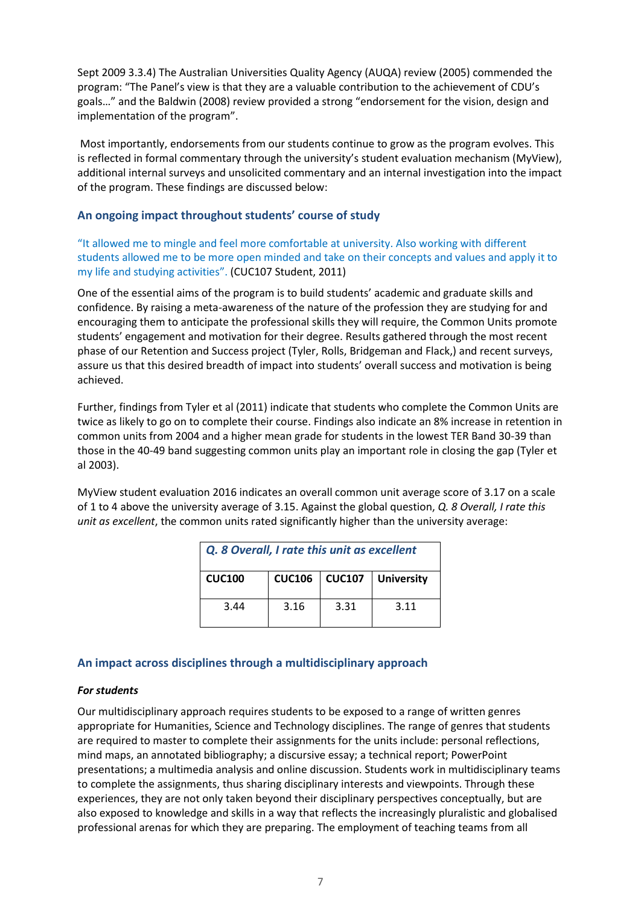Sept 2009 3.3.4) The Australian Universities Quality Agency (AUQA) review (2005) commended the program: "The Panel's view is that they are a valuable contribution to the achievement of CDU's goals…" and the Baldwin (2008) review provided a strong "endorsement for the vision, design and implementation of the program".

Most importantly, endorsements from our students continue to grow as the program evolves. This is reflected in formal commentary through the university's student evaluation mechanism (MyView), additional internal surveys and unsolicited commentary and an internal investigation into the impact of the program. These findings are discussed below:

### An ongoing impact throughout students' course of study

"It allowed me to mingle and feel more comfortable at university. Also working with different students allowed me to be more open minded and take on their concepts and values and apply it to my life and studying activities". (CUC107 Student, 2011)

One of the essential aims of the program is to build students' academic and graduate skills and confidence. By raising a meta-awareness of the nature of the profession they are studying for and encouraging them to anticipate the professional skills they will require, the Common Units promote students' engagement and motivation for their degree. Results gathered through the most recent phase of our Retention and Success project (Tyler, Rolls, Bridgeman and Flack,) and recent surveys, assure us that this desired breadth of impact into students' overall success and motivation is being achieved.

Further, findings from Tyler et al (2011) indicate that students who complete the Common Units are twice as likely to go on to complete their course. Findings also indicate an 8% increase in retention in common units from 2004 and a higher mean grade for students in the lowest TER Band 30-39 than those in the 40-49 band suggesting common units play an important role in closing the gap (Tyler et al 2003).

MyView student evaluation 2016 indicates an overall common unit average score of 3.17 on a scale of 1 to 4 above the university average of 3.15. Against the global question, *Q. 8 Overall, I rate this unit as excellent*, the common units rated significantly higher than the university average:

| ***Q. 8 Overall, I rate this unit as excellent*** | | | |
|---|---|---|---|
| **CUC100** | **CUC106** | **CUC107** | **University** |
| 3.44 | 3.16 | 3.31 | 3.11 |

### An impact across disciplines through a multidisciplinary approach

***For students***

Our multidisciplinary approach requires students to be exposed to a range of written genres appropriate for Humanities, Science and Technology disciplines. The range of genres that students are required to master to complete their assignments for the units include: personal reflections, mind maps, an annotated bibliography; a discursive essay; a technical report; PowerPoint presentations; a multimedia analysis and online discussion. Students work in multidisciplinary teams to complete the assignments, thus sharing disciplinary interests and viewpoints. Through these experiences, they are not only taken beyond their disciplinary perspectives conceptually, but are also exposed to knowledge and skills in a way that reflects the increasingly pluralistic and globalised professional arenas for which they are preparing. The employment of teaching teams from all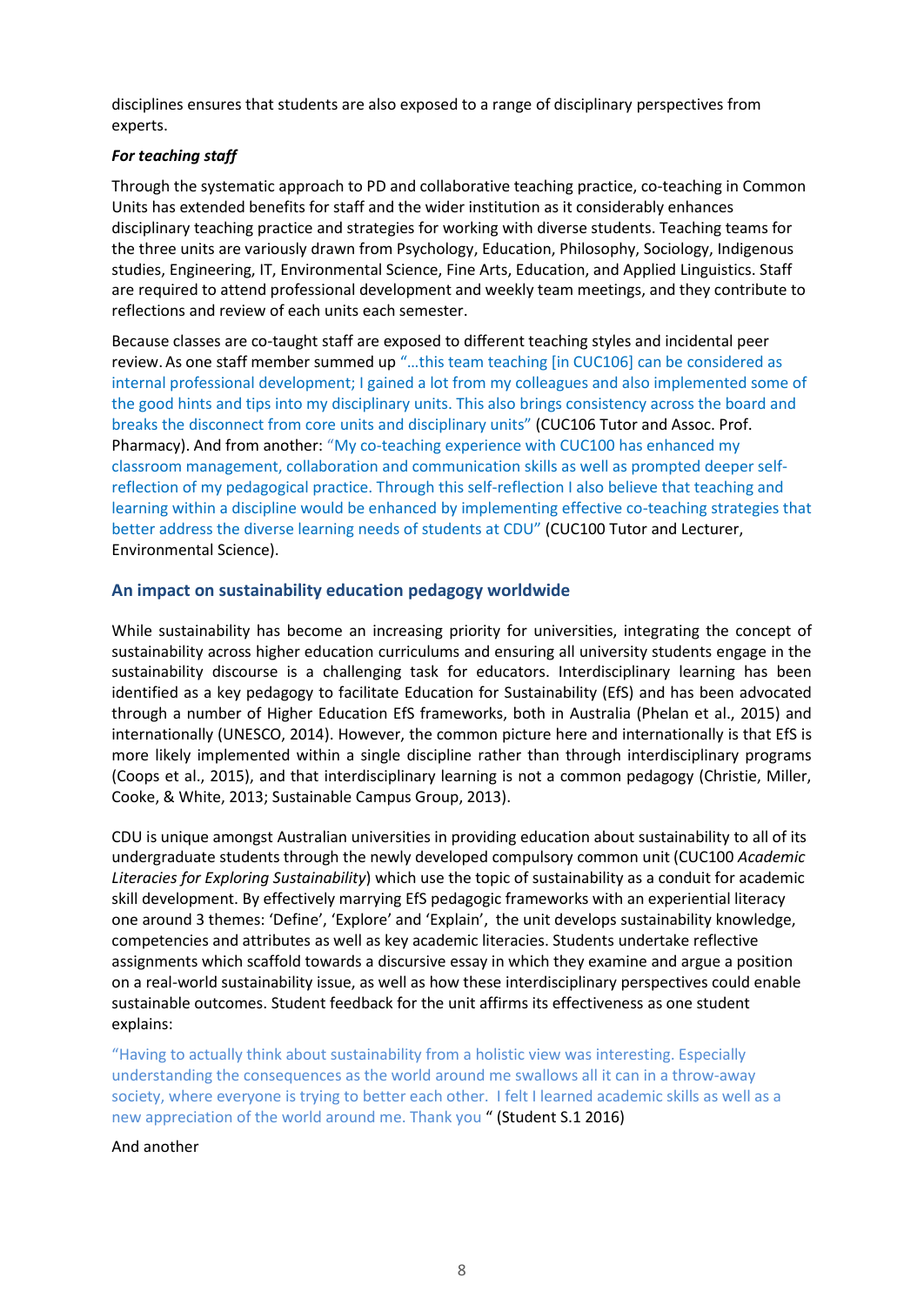disciplines ensures that students are also exposed to a range of disciplinary perspectives from experts.

***For teaching staff***

Through the systematic approach to PD and collaborative teaching practice, co-teaching in Common Units has extended benefits for staff and the wider institution as it considerably enhances disciplinary teaching practice and strategies for working with diverse students. Teaching teams for the three units are variously drawn from Psychology, Education, Philosophy, Sociology, Indigenous studies, Engineering, IT, Environmental Science, Fine Arts, Education, and Applied Linguistics. Staff are required to attend professional development and weekly team meetings, and they contribute to reflections and review of each units each semester.

Because classes are co-taught staff are exposed to different teaching styles and incidental peer review. As one staff member summed up "…this team teaching [in CUC106] can be considered as internal professional development; I gained a lot from my colleagues and also implemented some of the good hints and tips into my disciplinary units. This also brings consistency across the board and breaks the disconnect from core units and disciplinary units" (CUC106 Tutor and Assoc. Prof. Pharmacy). And from another: "My co-teaching experience with CUC100 has enhanced my classroom management, collaboration and communication skills as well as prompted deeper self-reflection of my pedagogical practice. Through this self-reflection I also believe that teaching and learning within a discipline would be enhanced by implementing effective co-teaching strategies that better address the diverse learning needs of students at CDU" (CUC100 Tutor and Lecturer, Environmental Science).

## An impact on sustainability education pedagogy worldwide

While sustainability has become an increasing priority for universities, integrating the concept of sustainability across higher education curriculums and ensuring all university students engage in the sustainability discourse is a challenging task for educators. Interdisciplinary learning has been identified as a key pedagogy to facilitate Education for Sustainability (EfS) and has been advocated through a number of Higher Education EfS frameworks, both in Australia (Phelan et al., 2015) and internationally (UNESCO, 2014). However, the common picture here and internationally is that EfS is more likely implemented within a single discipline rather than through interdisciplinary programs (Coops et al., 2015), and that interdisciplinary learning is not a common pedagogy (Christie, Miller, Cooke, & White, 2013; Sustainable Campus Group, 2013).

CDU is unique amongst Australian universities in providing education about sustainability to all of its undergraduate students through the newly developed compulsory common unit (CUC100 *Academic Literacies for Exploring Sustainability*) which use the topic of sustainability as a conduit for academic skill development. By effectively marrying EfS pedagogic frameworks with an experiential literacy one around 3 themes: 'Define', 'Explore' and 'Explain', the unit develops sustainability knowledge, competencies and attributes as well as key academic literacies. Students undertake reflective assignments which scaffold towards a discursive essay in which they examine and argue a position on a real-world sustainability issue, as well as how these interdisciplinary perspectives could enable sustainable outcomes. Student feedback for the unit affirms its effectiveness as one student explains:

"Having to actually think about sustainability from a holistic view was interesting. Especially understanding the consequences as the world around me swallows all it can in a throw-away society, where everyone is trying to better each other. I felt I learned academic skills as well as a new appreciation of the world around me. Thank you " (Student S.1 2016)

And another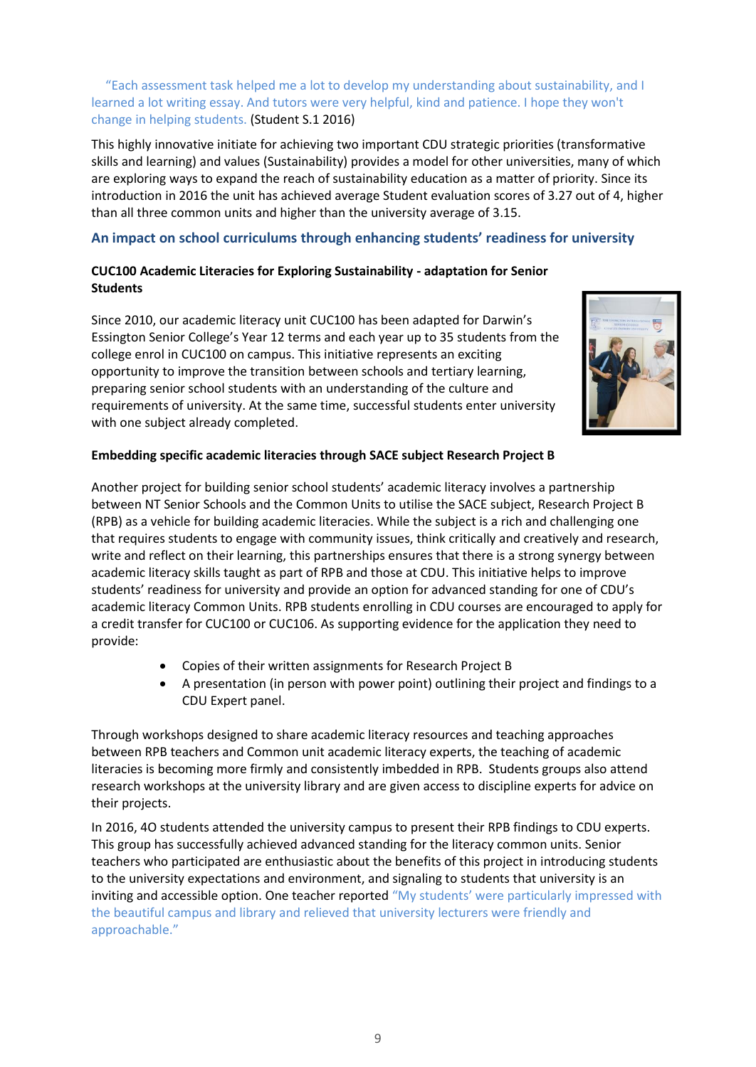"Each assessment task helped me a lot to develop my understanding about sustainability, and I learned a lot writing essay. And tutors were very helpful, kind and patience. I hope they won't change in helping students. (Student S.1 2016)

This highly innovative initiate for achieving two important CDU strategic priorities (transformative skills and learning) and values (Sustainability) provides a model for other universities, many of which are exploring ways to expand the reach of sustainability education as a matter of priority. Since its introduction in 2016 the unit has achieved average Student evaluation scores of 3.27 out of 4, higher than all three common units and higher than the university average of 3.15.

## An impact on school curriculums through enhancing students' readiness for university

**CUC100 Academic Literacies for Exploring Sustainability - adaptation for Senior Students**

Since 2010, our academic literacy unit CUC100 has been adapted for Darwin's Essington Senior College's Year 12 terms and each year up to 35 students from the college enrol in CUC100 on campus. This initiative represents an exciting opportunity to improve the transition between schools and tertiary learning, preparing senior school students with an understanding of the culture and requirements of university. At the same time, successful students enter university with one subject already completed.

**Embedding specific academic literacies through SACE subject Research Project B**

Another project for building senior school students' academic literacy involves a partnership between NT Senior Schools and the Common Units to utilise the SACE subject, Research Project B (RPB) as a vehicle for building academic literacies. While the subject is a rich and challenging one that requires students to engage with community issues, think critically and creatively and research, write and reflect on their learning, this partnerships ensures that there is a strong synergy between academic literacy skills taught as part of RPB and those at CDU. This initiative helps to improve students' readiness for university and provide an option for advanced standing for one of CDU's academic literacy Common Units. RPB students enrolling in CDU courses are encouraged to apply for a credit transfer for CUC100 or CUC106. As supporting evidence for the application they need to provide:

- Copies of their written assignments for Research Project B
- A presentation (in person with power point) outlining their project and findings to a CDU Expert panel.

Through workshops designed to share academic literacy resources and teaching approaches between RPB teachers and Common unit academic literacy experts, the teaching of academic literacies is becoming more firmly and consistently imbedded in RPB. Students groups also attend research workshops at the university library and are given access to discipline experts for advice on their projects.

In 2016, 4O students attended the university campus to present their RPB findings to CDU experts. This group has successfully achieved advanced standing for the literacy common units. Senior teachers who participated are enthusiastic about the benefits of this project in introducing students to the university expectations and environment, and signaling to students that university is an inviting and accessible option. One teacher reported "My students' were particularly impressed with the beautiful campus and library and relieved that university lecturers were friendly and approachable."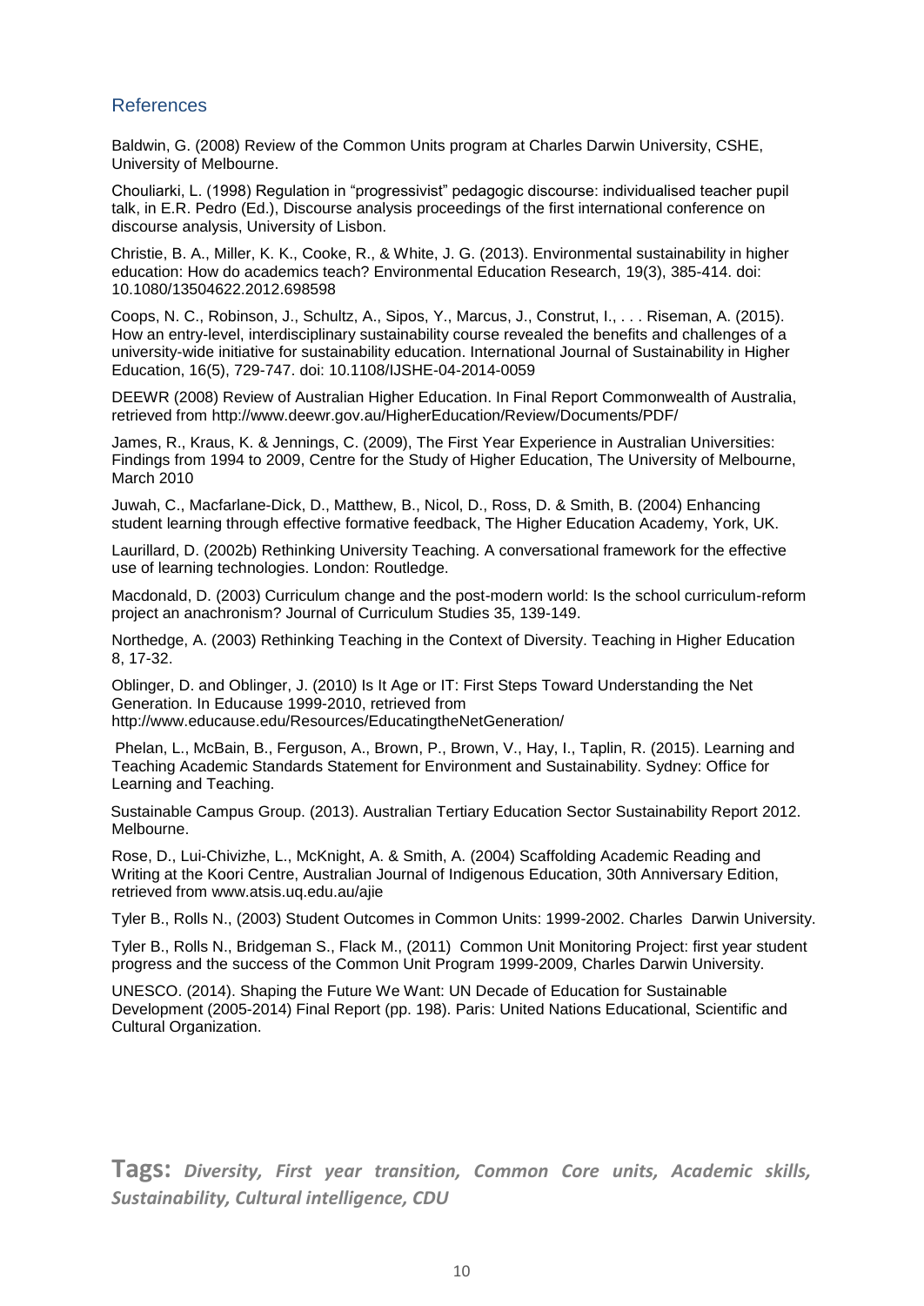## References

Baldwin, G. (2008) Review of the Common Units program at Charles Darwin University, CSHE, University of Melbourne.

Chouliarki, L. (1998) Regulation in "progressivist" pedagogic discourse: individualised teacher pupil talk, in E.R. Pedro (Ed.), Discourse analysis proceedings of the first international conference on discourse analysis, University of Lisbon.

Christie, B. A., Miller, K. K., Cooke, R., & White, J. G. (2013). Environmental sustainability in higher education: How do academics teach? Environmental Education Research, 19(3), 385-414. doi: 10.1080/13504622.2012.698598

Coops, N. C., Robinson, J., Schultz, A., Sipos, Y., Marcus, J., Construt, I., . . . Riseman, A. (2015). How an entry-level, interdisciplinary sustainability course revealed the benefits and challenges of a university-wide initiative for sustainability education. International Journal of Sustainability in Higher Education, 16(5), 729-747. doi: 10.1108/IJSHE-04-2014-0059

DEEWR (2008) Review of Australian Higher Education. In Final Report Commonwealth of Australia, retrieved from http://www.deewr.gov.au/HigherEducation/Review/Documents/PDF/

James, R., Kraus, K. & Jennings, C. (2009), The First Year Experience in Australian Universities: Findings from 1994 to 2009, Centre for the Study of Higher Education, The University of Melbourne, March 2010

Juwah, C., Macfarlane-Dick, D., Matthew, B., Nicol, D., Ross, D. & Smith, B. (2004) Enhancing student learning through effective formative feedback, The Higher Education Academy, York, UK.

Laurillard, D. (2002b) Rethinking University Teaching. A conversational framework for the effective use of learning technologies. London: Routledge.

Macdonald, D. (2003) Curriculum change and the post-modern world: Is the school curriculum-reform project an anachronism? Journal of Curriculum Studies 35, 139-149.

Northedge, A. (2003) Rethinking Teaching in the Context of Diversity. Teaching in Higher Education 8, 17-32.

Oblinger, D. and Oblinger, J. (2010) Is It Age or IT: First Steps Toward Understanding the Net Generation. In Educause 1999-2010, retrieved from http://www.educause.edu/Resources/EducatingtheNetGeneration/

Phelan, L., McBain, B., Ferguson, A., Brown, P., Brown, V., Hay, I., Taplin, R. (2015). Learning and Teaching Academic Standards Statement for Environment and Sustainability. Sydney: Office for Learning and Teaching.

Sustainable Campus Group. (2013). Australian Tertiary Education Sector Sustainability Report 2012. Melbourne.

Rose, D., Lui-Chivizhe, L., McKnight, A. & Smith, A. (2004) Scaffolding Academic Reading and Writing at the Koori Centre, Australian Journal of Indigenous Education, 30th Anniversary Edition, retrieved from www.atsis.uq.edu.au/ajie

Tyler B., Rolls N., (2003) Student Outcomes in Common Units: 1999-2002. Charles Darwin University.

Tyler B., Rolls N., Bridgeman S., Flack M., (2011) Common Unit Monitoring Project: first year student progress and the success of the Common Unit Program 1999-2009, Charles Darwin University.

UNESCO. (2014). Shaping the Future We Want: UN Decade of Education for Sustainable Development (2005-2014) Final Report (pp. 198). Paris: United Nations Educational, Scientific and Cultural Organization.

**Tags:** *Diversity, First year transition, Common Core units, Academic skills, Sustainability, Cultural intelligence, CDU*